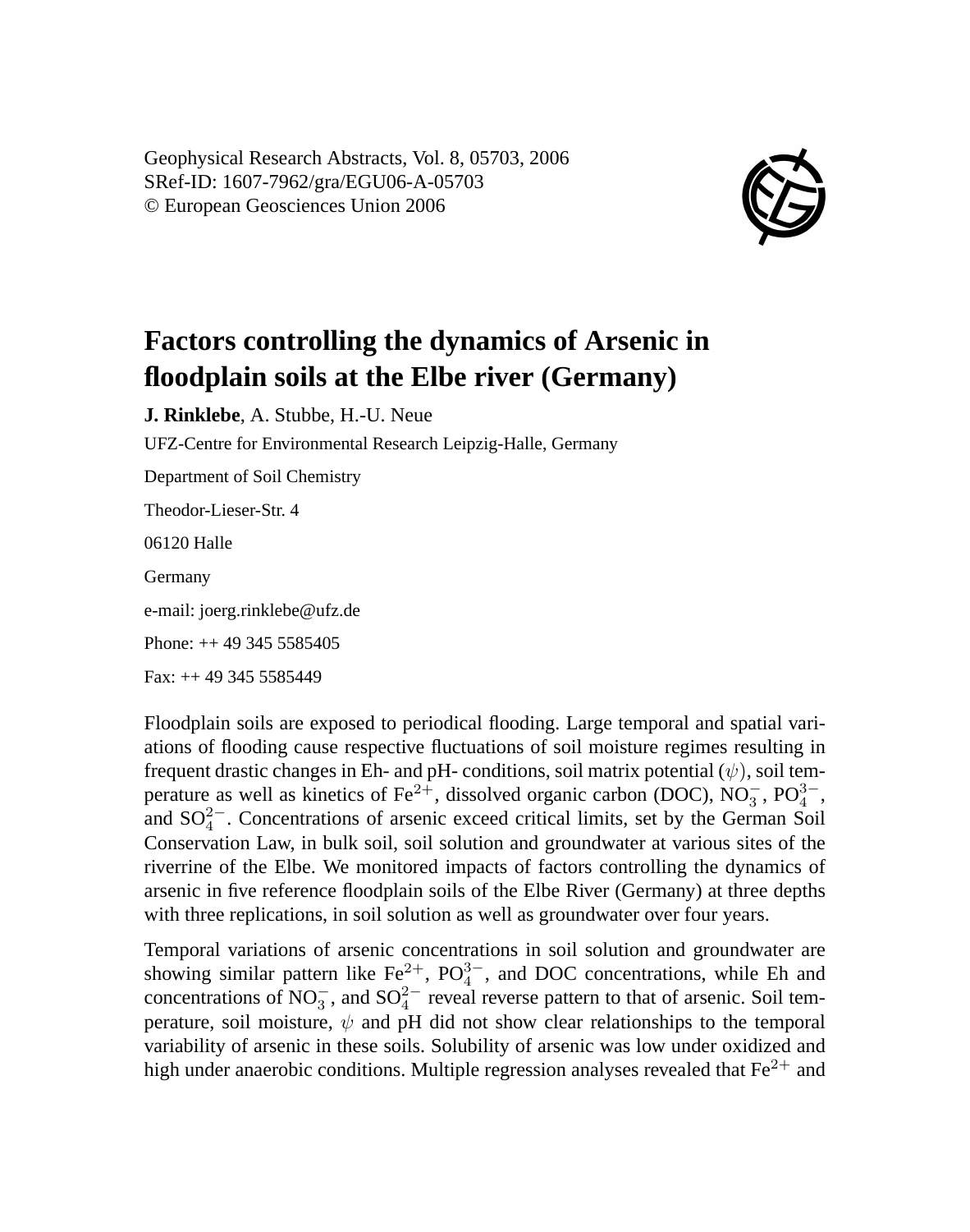Geophysical Research Abstracts, Vol. 8, 05703, 2006
SRef-ID: 1607-7962/gra/EGU06-A-05703
© European Geosciences Union 2006

# Factors controlling the dynamics of Arsenic in floodplain soils at the Elbe river (Germany)

**J. Rinklebe**, A. Stubbe, H.-U. Neue

UFZ-Centre for Environmental Research Leipzig-Halle, Germany

Department of Soil Chemistry

Theodor-Lieser-Str. 4

06120 Halle

Germany

e-mail: joerg.rinklebe@ufz.de

Phone: ++ 49 345 5585405

Fax: ++ 49 345 5585449

Floodplain soils are exposed to periodical flooding. Large temporal and spatial variations of flooding cause respective fluctuations of soil moisture regimes resulting in frequent drastic changes in Eh- and pH- conditions, soil matrix potential ($\psi$), soil temperature as well as kinetics of $Fe^{2+}$, dissolved organic carbon (DOC), $NO_3^-$, $PO_4^{3-}$, and $SO_4^{2-}$. Concentrations of arsenic exceed critical limits, set by the German Soil Conservation Law, in bulk soil, soil solution and groundwater at various sites of the riverrine of the Elbe. We monitored impacts of factors controlling the dynamics of arsenic in five reference floodplain soils of the Elbe River (Germany) at three depths with three replications, in soil solution as well as groundwater over four years.

Temporal variations of arsenic concentrations in soil solution and groundwater are showing similar pattern like $Fe^{2+}$, $PO_4^{3-}$, and DOC concentrations, while Eh and concentrations of $NO_3^-$, and $SO_4^{2-}$ reveal reverse pattern to that of arsenic. Soil temperature, soil moisture, $\psi$ and pH did not show clear relationships to the temporal variability of arsenic in these soils. Solubility of arsenic was low under oxidized and high under anaerobic conditions. Multiple regression analyses revealed that $Fe^{2+}$ and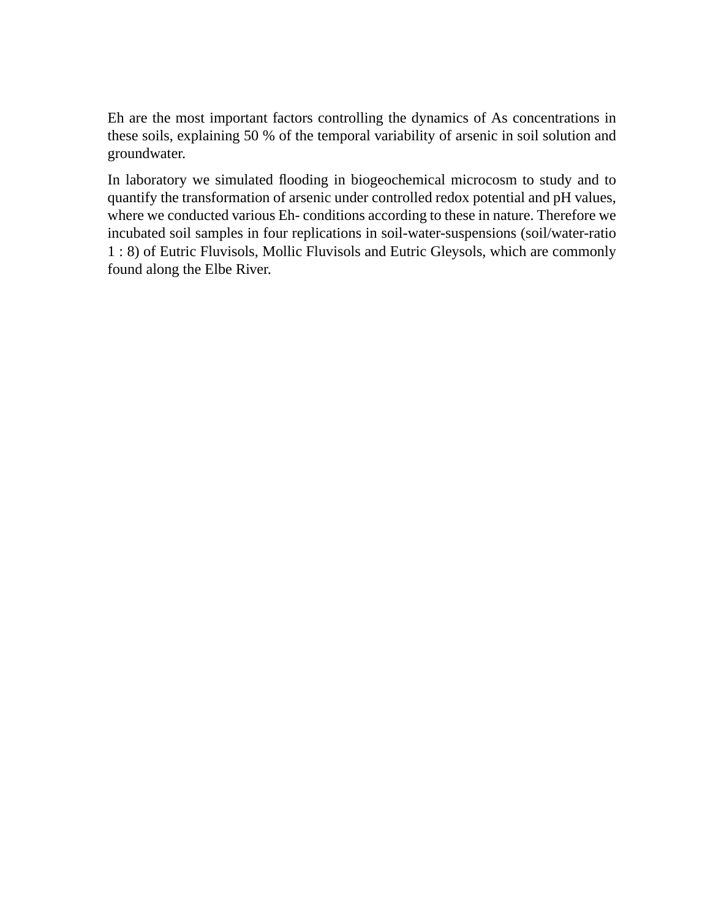Eh are the most important factors controlling the dynamics of As concentrations in these soils, explaining 50 % of the temporal variability of arsenic in soil solution and groundwater.

In laboratory we simulated flooding in biogeochemical microcosm to study and to quantify the transformation of arsenic under controlled redox potential and pH values, where we conducted various Eh- conditions according to these in nature. Therefore we incubated soil samples in four replications in soil-water-suspensions (soil/water-ratio 1 : 8) of Eutric Fluvisols, Mollic Fluvisols and Eutric Gleysols, which are commonly found along the Elbe River.